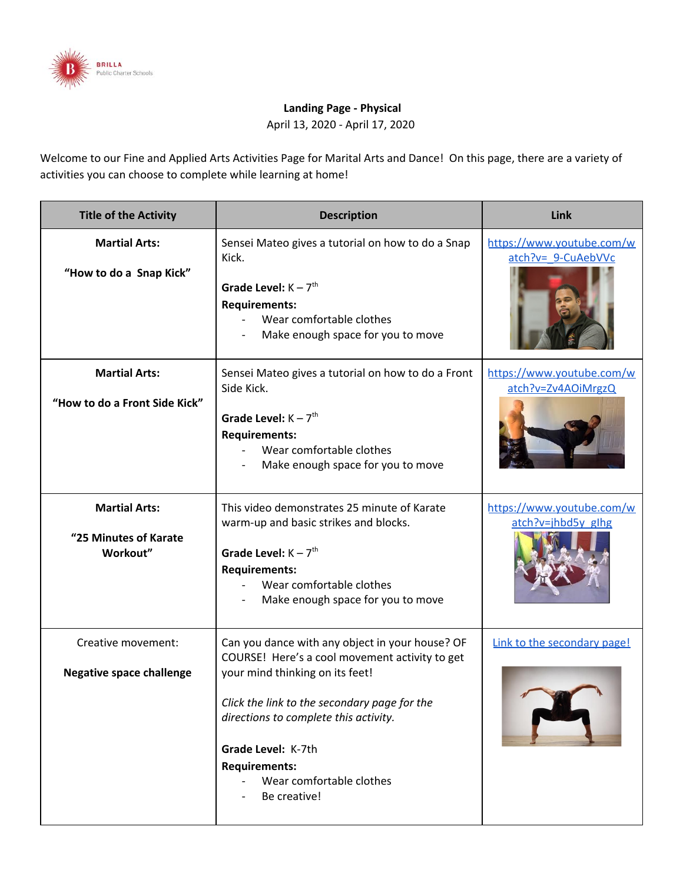BRILLA Public Charter Schools

**Landing Page - Physical**

April 13, 2020 - April 17, 2020

Welcome to our Fine and Applied Arts Activities Page for Marital Arts and Dance! On this page, there are a variety of activities you can choose to complete while learning at home!

| Title of the Activity | Description | Link |
|---|---|---|
| **Martial Arts:**<br><br>**"How to do a Snap Kick"** | Sensei Mateo gives a tutorial on how to do a Snap Kick.<br><br>**Grade Level:** K – 7th<br>**Requirements:**<br>- Wear comfortable clothes<br>- Make enough space for you to move | https://www.youtube.com/watch?v=_9-CuAebVVc |
| **Martial Arts:**<br><br>**"How to do a Front Side Kick"** | Sensei Mateo gives a tutorial on how to do a Front Side Kick.<br><br>**Grade Level:** K – 7th<br>**Requirements:**<br>- Wear comfortable clothes<br>- Make enough space for you to move | https://www.youtube.com/watch?v=Zv4AOiMrgzQ |
| **Martial Arts:**<br><br>**"25 Minutes of Karate Workout"** | This video demonstrates 25 minute of Karate warm-up and basic strikes and blocks.<br><br>**Grade Level:** K – 7th<br>**Requirements:**<br>- Wear comfortable clothes<br>- Make enough space for you to move | https://www.youtube.com/watch?v=jhbd5y_glhg |
| Creative movement:<br><br>**Negative space challenge** | Can you dance with any object in your house? OF COURSE! Here's a cool movement activity to get your mind thinking on its feet!<br><br>*Click the link to the secondary page for the directions to complete this activity.*<br><br>**Grade Level:** K-7th<br>**Requirements:**<br>- Wear comfortable clothes<br>- Be creative! | Link to the secondary page! |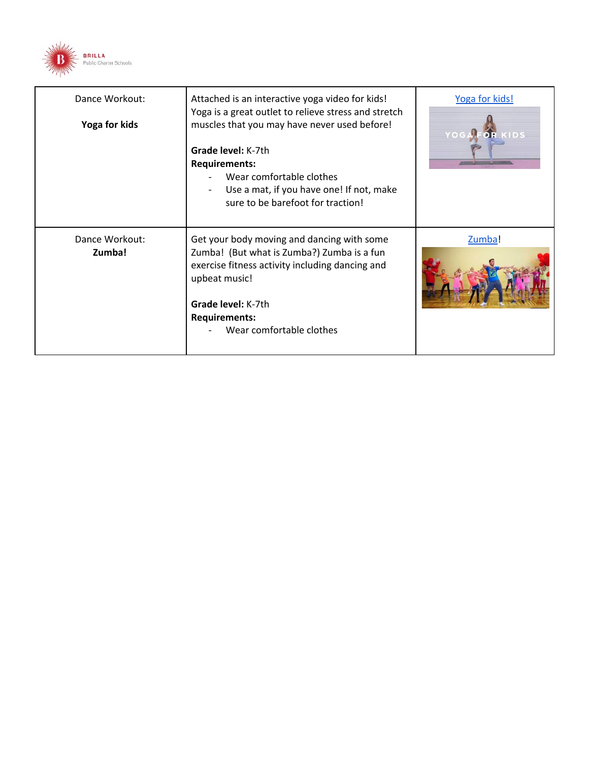| | | |
|---|---|---|
| Dance Workout:<br><br>**Yoga for kids** | Attached is an interactive yoga video for kids! Yoga is a great outlet to relieve stress and stretch muscles that you may have never used before!<br><br>**Grade level:** K-7th<br>**Requirements:**<br>- Wear comfortable clothes<br>- Use a mat, if you have one! If not, make sure to be barefoot for traction! | Yoga for kids! |
| Dance Workout:<br>**Zumba!** | Get your body moving and dancing with some Zumba! (But what is Zumba?) Zumba is a fun exercise fitness activity including dancing and upbeat music!<br><br>**Grade level:** K-7th<br>**Requirements:**<br>- Wear comfortable clothes | Zumba! |